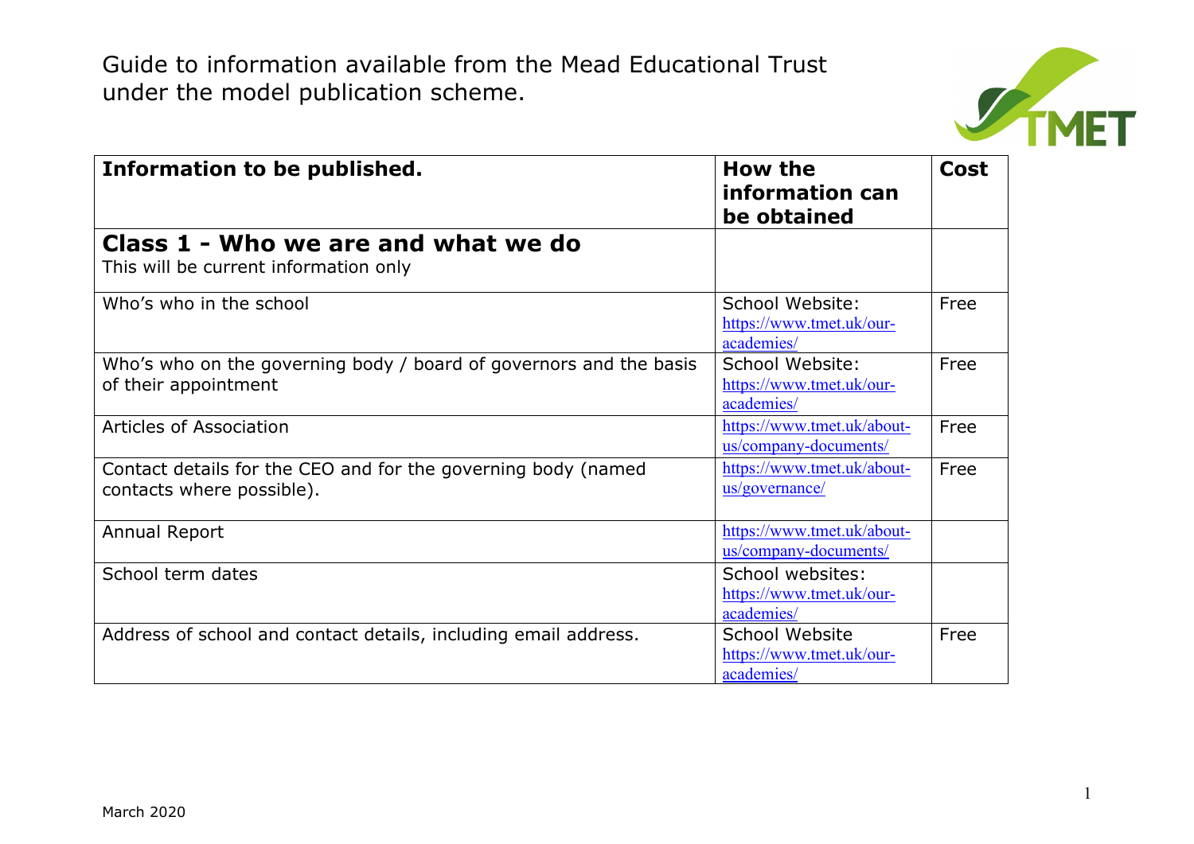# Guide to information available from the Mead Educational Trust under the model publication scheme.

| Information to be published. | How the information can be obtained | Cost |
|---|---|---|
| **Class 1 - Who we are and what we do**<br>This will be current information only | | |
| Who's who in the school | School Website: https://www.tmet.uk/our-academies/ | Free |
| Who's who on the governing body / board of governors and the basis of their appointment | School Website: https://www.tmet.uk/our-academies/ | Free |
| Articles of Association | https://www.tmet.uk/about-us/company-documents/ | Free |
| Contact details for the CEO and for the governing body (named contacts where possible). | https://www.tmet.uk/about-us/governance/ | Free |
| Annual Report | https://www.tmet.uk/about-us/company-documents/ | |
| School term dates | School websites: https://www.tmet.uk/our-academies/ | |
| Address of school and contact details, including email address. | School Website https://www.tmet.uk/our-academies/ | Free |

March 2020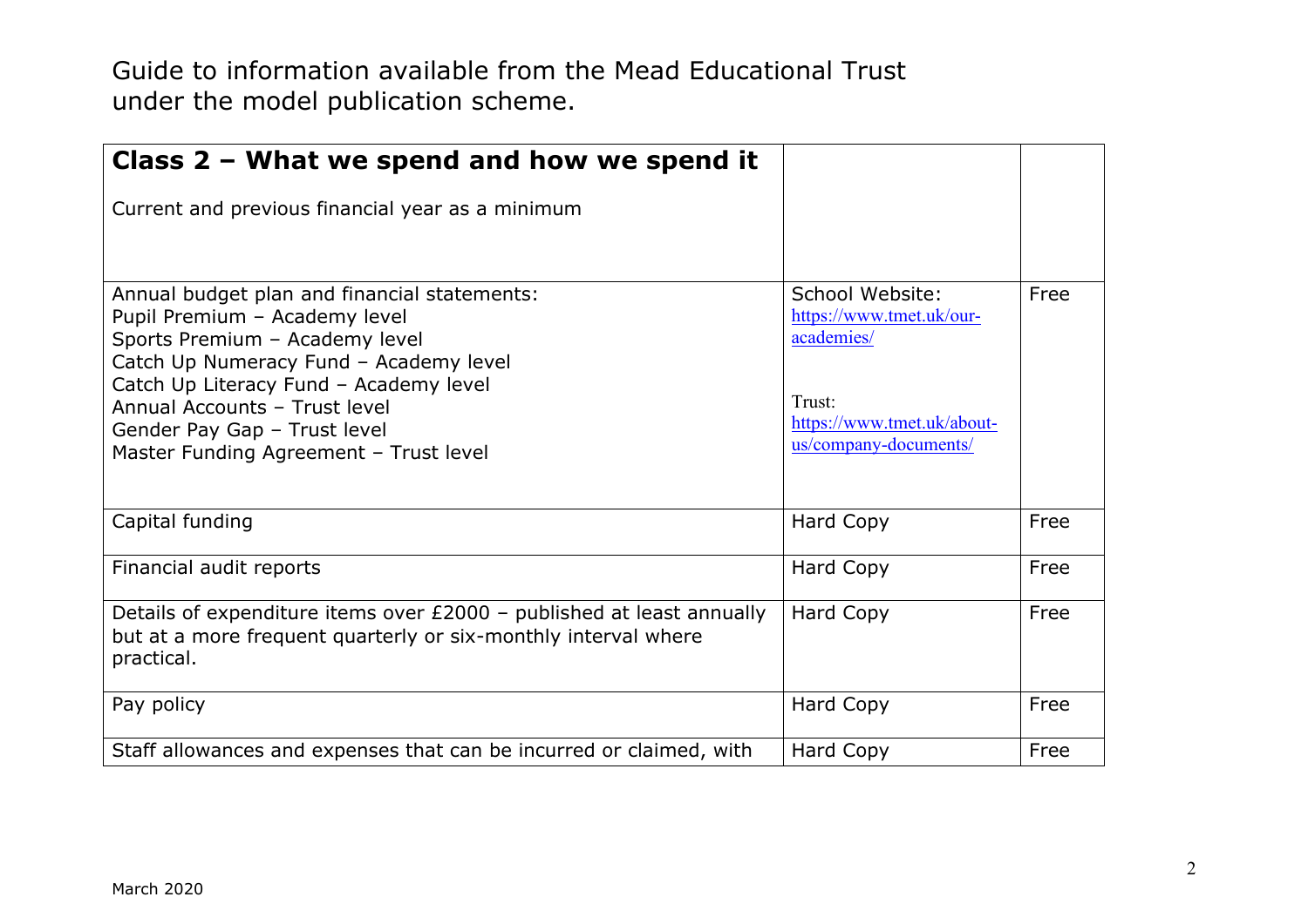Guide to information available from the Mead Educational Trust under the model publication scheme.

| **Class 2 – What we spend and how we spend it**<br><br>Current and previous financial year as a minimum | | |
|---|---|---|
| Annual budget plan and financial statements:<br>Pupil Premium – Academy level<br>Sports Premium – Academy level<br>Catch Up Numeracy Fund – Academy level<br>Catch Up Literacy Fund – Academy level<br>Annual Accounts – Trust level<br>Gender Pay Gap – Trust level<br>Master Funding Agreement – Trust level | School Website:<br>https://www.tmet.uk/our-academies/<br><br>Trust:<br>https://www.tmet.uk/about-us/company-documents/ | Free |
| Capital funding | Hard Copy | Free |
| Financial audit reports | Hard Copy | Free |
| Details of expenditure items over £2000 – published at least annually but at a more frequent quarterly or six-monthly interval where practical. | Hard Copy | Free |
| Pay policy | Hard Copy | Free |
| Staff allowances and expenses that can be incurred or claimed, with | Hard Copy | Free |

March 2020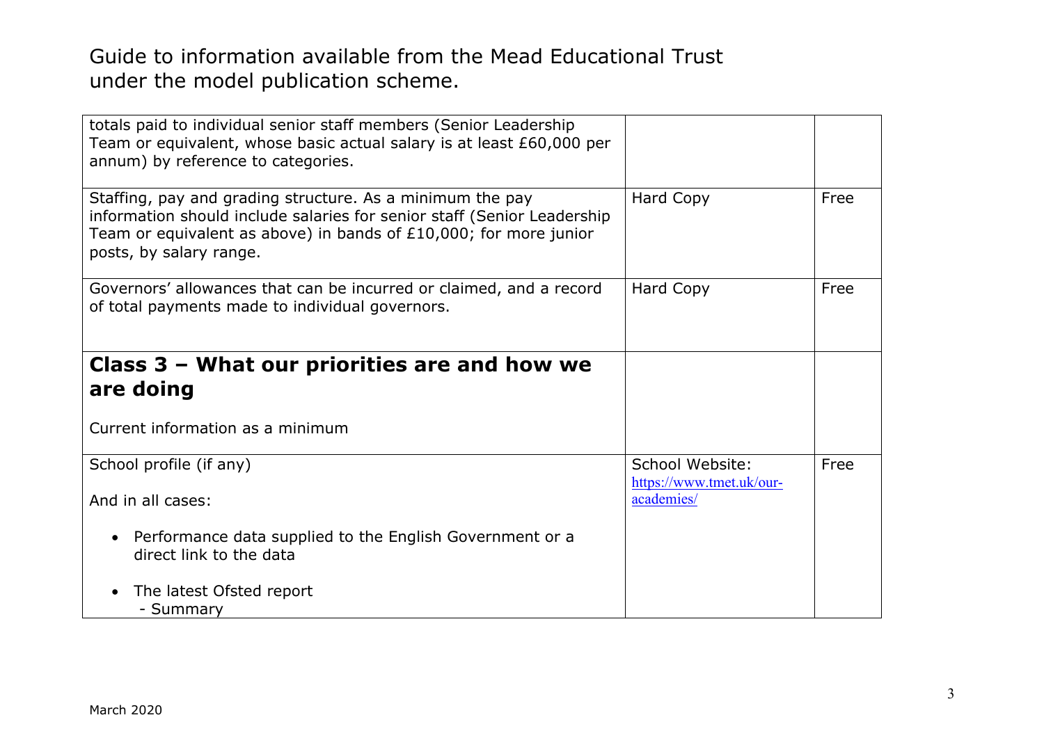Guide to information available from the Mead Educational Trust under the model publication scheme.

| | | |
|---|---|---|
| totals paid to individual senior staff members (Senior Leadership Team or equivalent, whose basic actual salary is at least £60,000 per annum) by reference to categories. | | |
| Staffing, pay and grading structure. As a minimum the pay information should include salaries for senior staff (Senior Leadership Team or equivalent as above) in bands of £10,000; for more junior posts, by salary range. | Hard Copy | Free |
| Governors' allowances that can be incurred or claimed, and a record of total payments made to individual governors. | Hard Copy | Free |
| **Class 3 – What our priorities are and how we are doing**<br><br>Current information as a minimum | | |
| School profile (if any)<br><br>And in all cases:<br><br>• Performance data supplied to the English Government or a direct link to the data<br><br>• The latest Ofsted report<br>- Summary | School Website: https://www.tmet.uk/our-academies/ | Free |

March 2020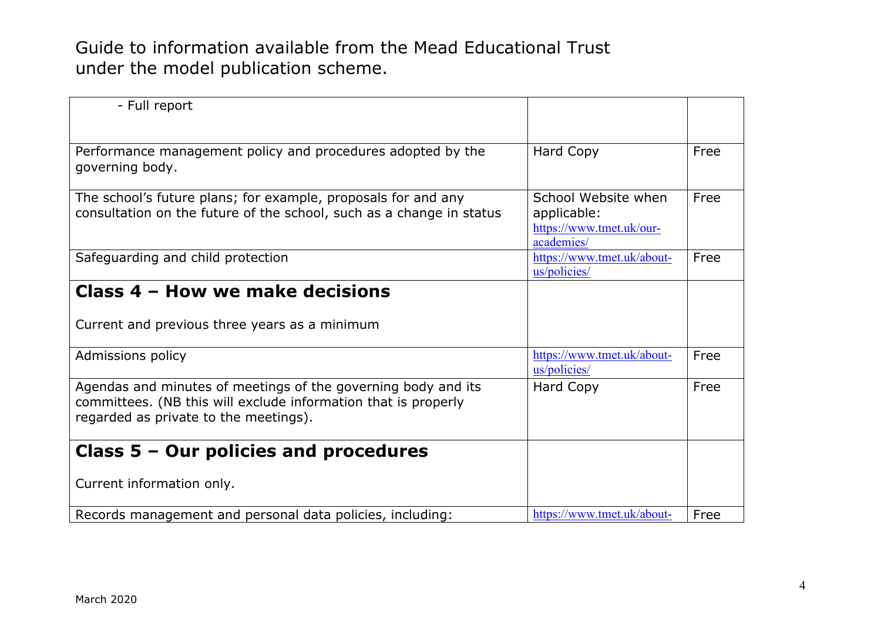Guide to information available from the Mead Educational Trust under the model publication scheme.

| | | |
|---|---|---|
| - Full report | | |
| Performance management policy and procedures adopted by the governing body. | Hard Copy | Free |
| The school's future plans; for example, proposals for and any consultation on the future of the school, such as a change in status | School Website when applicable: https://www.tmet.uk/our-academies/ | Free |
| Safeguarding and child protection | https://www.tmet.uk/about-us/policies/ | Free |
| **Class 4 – How we make decisions**<br><br>Current and previous three years as a minimum | | |
| Admissions policy | https://www.tmet.uk/about-us/policies/ | Free |
| Agendas and minutes of meetings of the governing body and its committees. (NB this will exclude information that is properly regarded as private to the meetings). | Hard Copy | Free |
| **Class 5 – Our policies and procedures**<br><br>Current information only. | | |
| Records management and personal data policies, including: | https://www.tmet.uk/about- | Free |

March 2020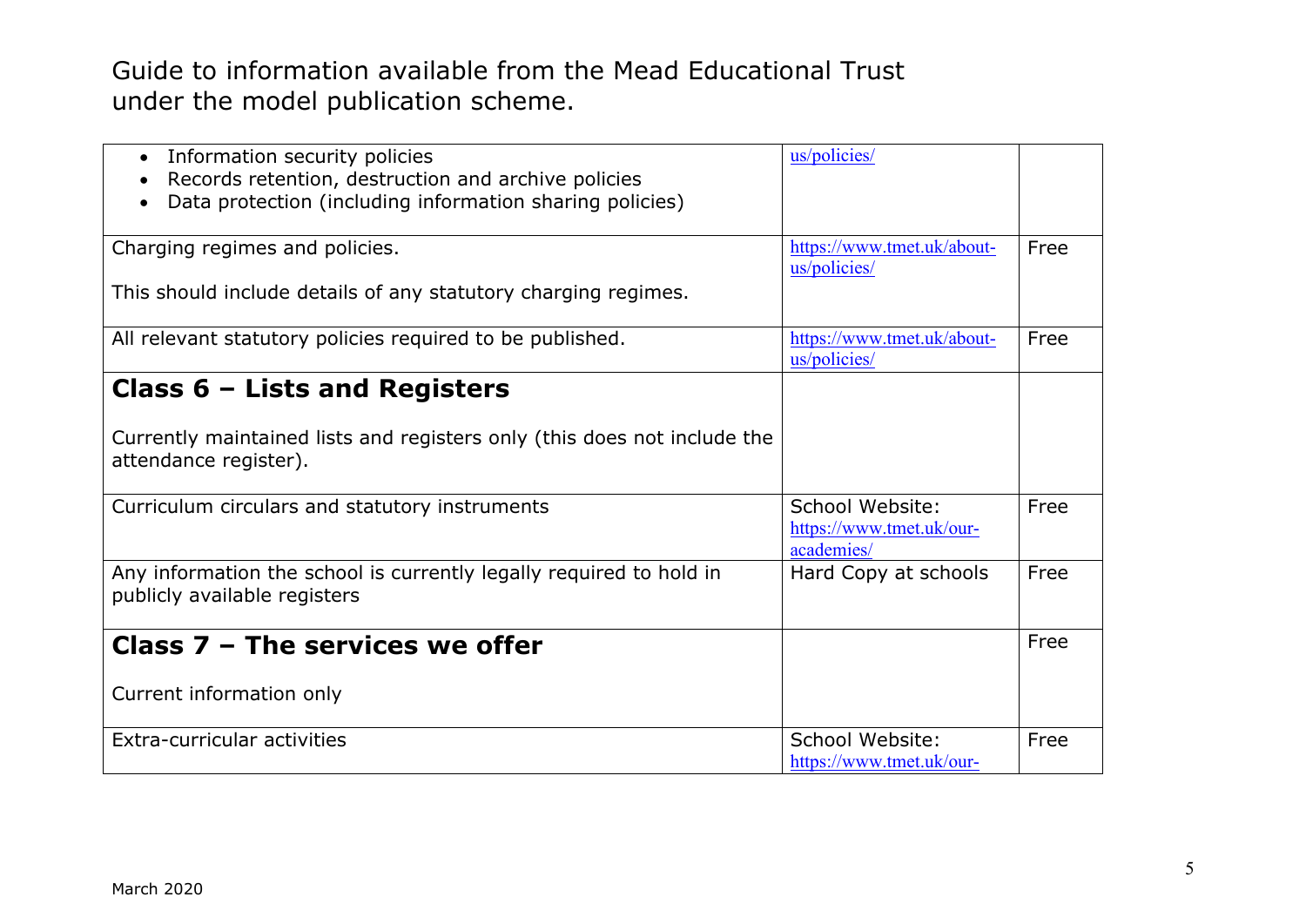Guide to information available from the Mead Educational Trust under the model publication scheme.

| | | |
|---|---|---|
| • Information security policies<br>• Records retention, destruction and archive policies<br>• Data protection (including information sharing policies) | us/policies/ | |
| Charging regimes and policies.<br><br>This should include details of any statutory charging regimes. | https://www.tmet.uk/about-us/policies/ | Free |
| All relevant statutory policies required to be published. | https://www.tmet.uk/about-us/policies/ | Free |
| **Class 6 – Lists and Registers**<br><br>Currently maintained lists and registers only (this does not include the attendance register). | | |
| Curriculum circulars and statutory instruments | School Website: https://www.tmet.uk/our-academies/ | Free |
| Any information the school is currently legally required to hold in publicly available registers | Hard Copy at schools | Free |
| **Class 7 – The services we offer**<br><br>Current information only | | Free |
| Extra-curricular activities | School Website: https://www.tmet.uk/our- | Free |

March 2020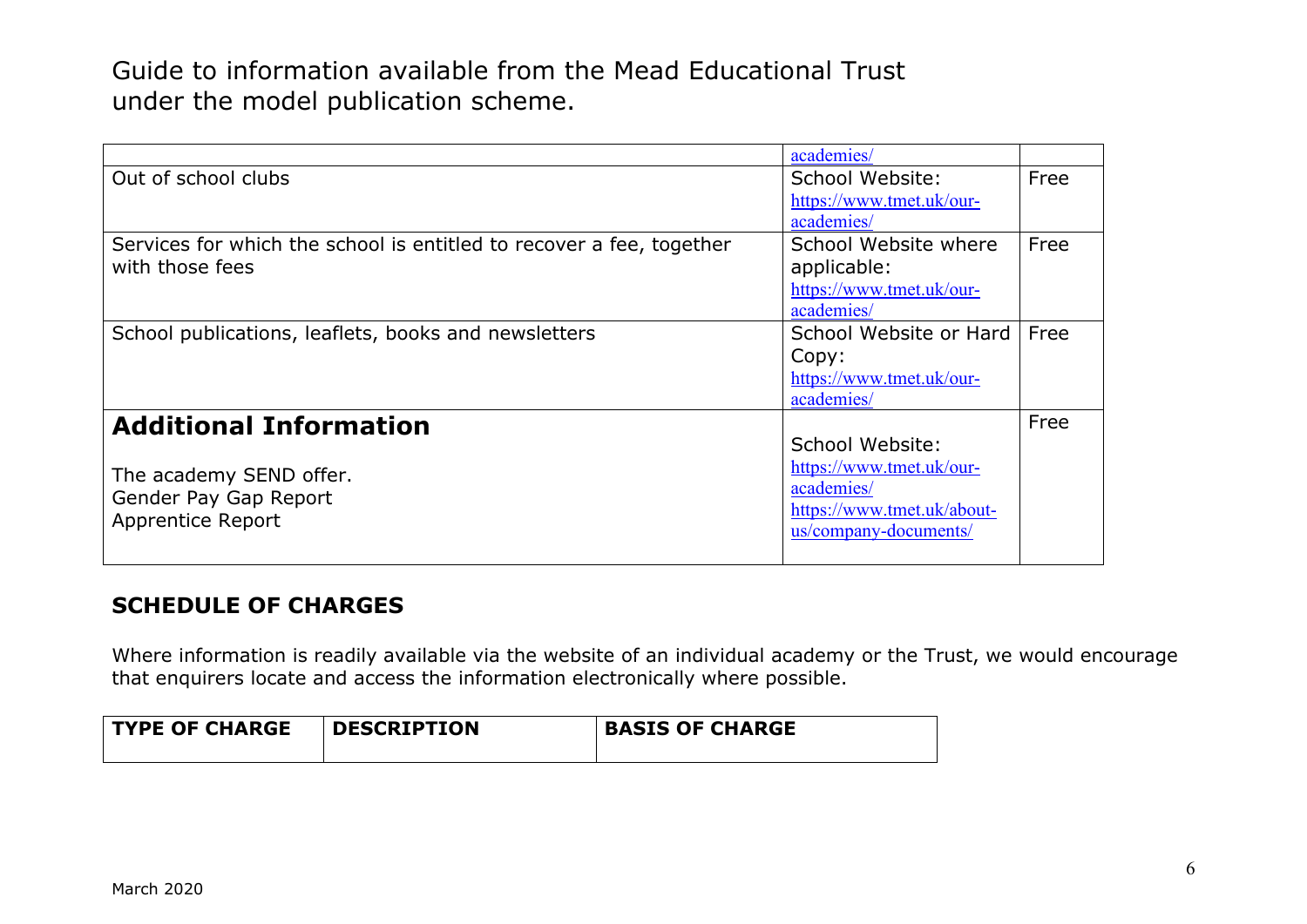Guide to information available from the Mead Educational Trust under the model publication scheme.

| | | |
|---|---|---|
| | academies/ | |
| Out of school clubs | School Website: https://www.tmet.uk/our-academies/ | Free |
| Services for which the school is entitled to recover a fee, together with those fees | School Website where applicable: https://www.tmet.uk/our-academies/ | Free |
| School publications, leaflets, books and newsletters | School Website or Hard Copy: https://www.tmet.uk/our-academies/ | Free |
| **Additional Information**<br><br>The academy SEND offer.<br>Gender Pay Gap Report<br>Apprentice Report | School Website: https://www.tmet.uk/our-academies/ https://www.tmet.uk/about-us/company-documents/ | Free |

## SCHEDULE OF CHARGES

Where information is readily available via the website of an individual academy or the Trust, we would encourage that enquirers locate and access the information electronically where possible.

| TYPE OF CHARGE | DESCRIPTION | BASIS OF CHARGE |
|---|---|---|

March 2020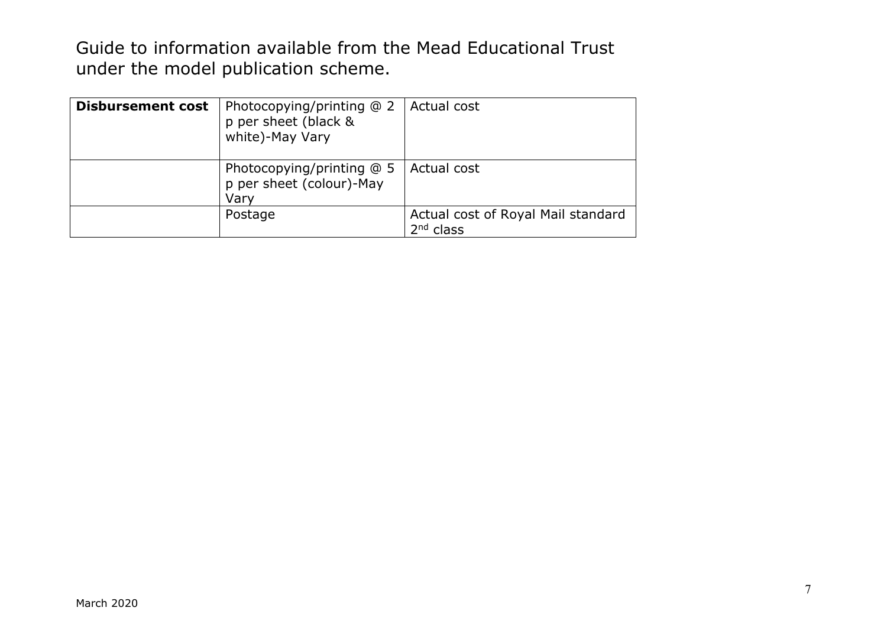Guide to information available from the Mead Educational Trust under the model publication scheme.

| | | |
|---|---|---|
| **Disbursement cost** | Photocopying/printing @ 2 p per sheet (black & white)-May Vary | Actual cost |
| | Photocopying/printing @ 5 p per sheet (colour)-May Vary | Actual cost |
| | Postage | Actual cost of Royal Mail standard 2nd class |

March 2020